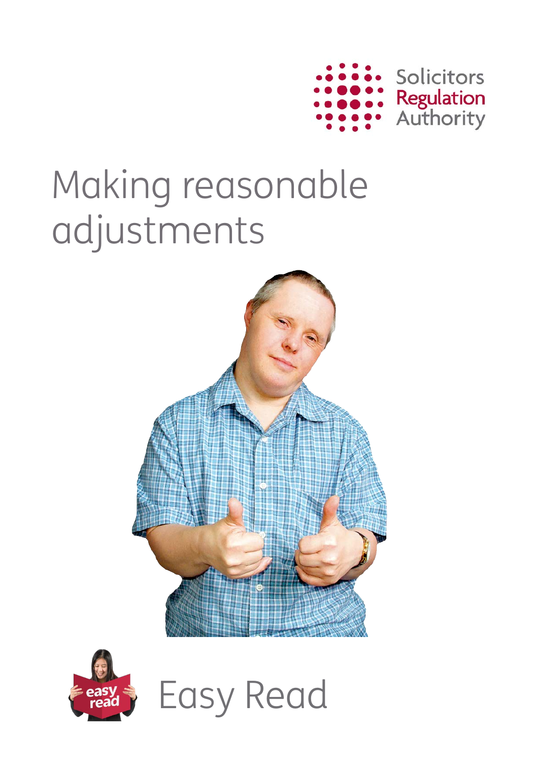Solicitors Regulation Authority

# Making reasonable adjustments

Easy Read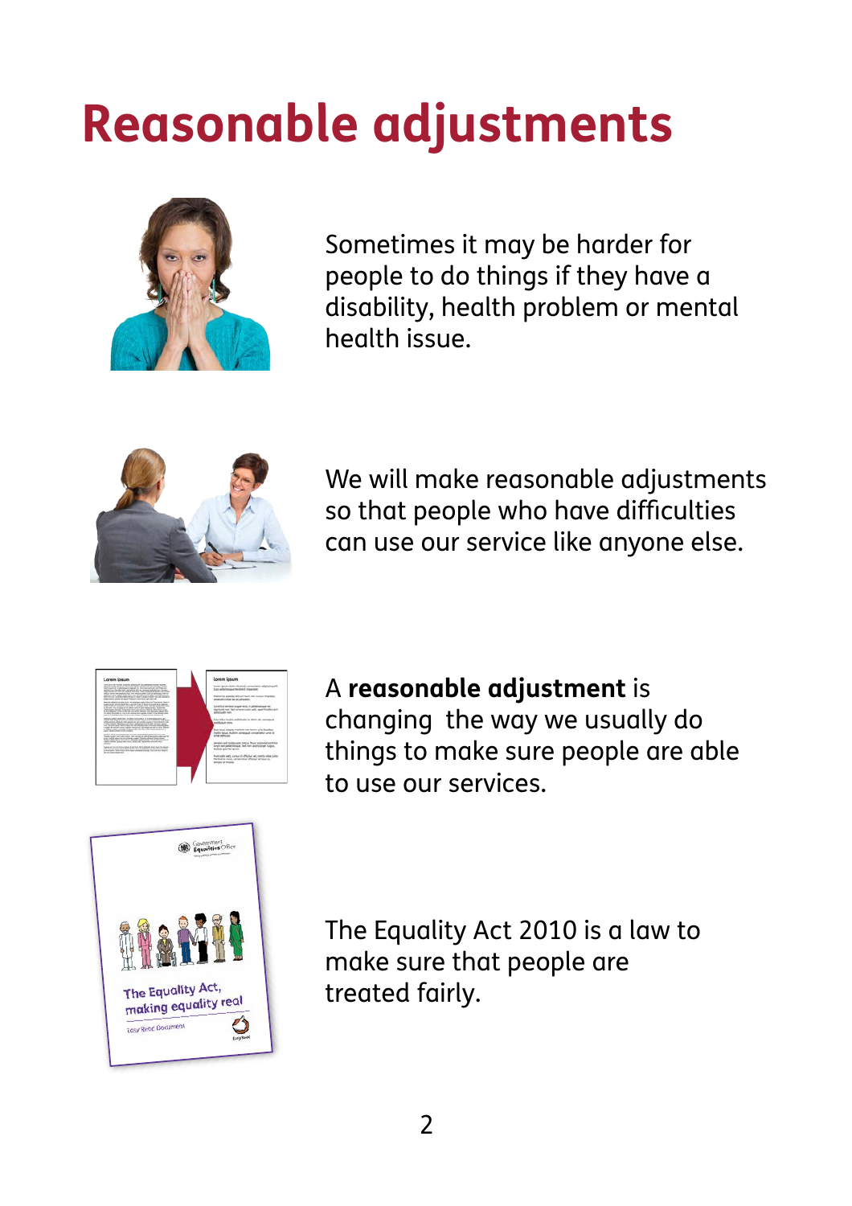# Reasonable adjustments

Sometimes it may be harder for people to do things if they have a disability, health problem or mental health issue.

We will make reasonable adjustments so that people who have difficulties can use our service like anyone else.

A **reasonable adjustment** is changing the way we usually do things to make sure people are able to use our services.

The Equality Act 2010 is a law to make sure that people are treated fairly.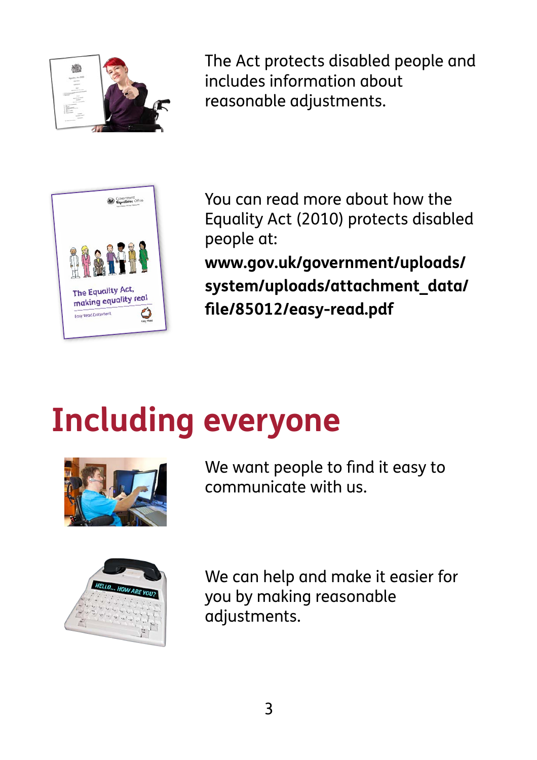The Act protects disabled people and includes information about reasonable adjustments.

You can read more about how the Equality Act (2010) protects disabled people at:

**www.gov.uk/government/uploads/system/uploads/attachment_data/file/85012/easy-read.pdf**

# Including everyone

We want people to find it easy to communicate with us.

We can help and make it easier for you by making reasonable adjustments.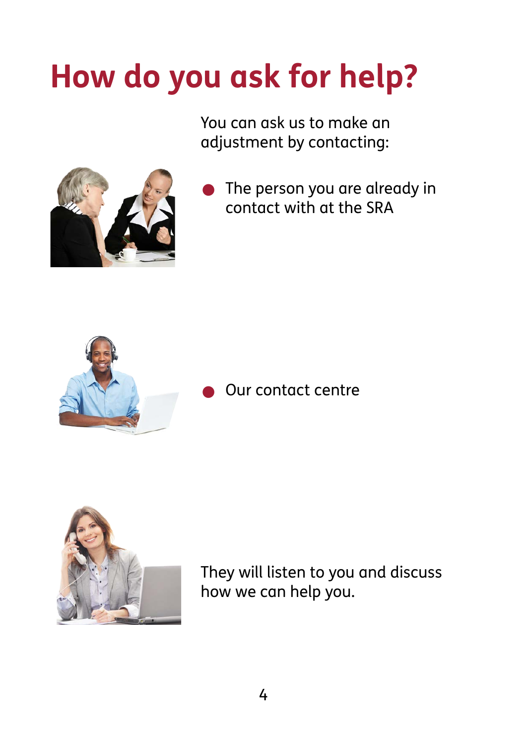# How do you ask for help?

You can ask us to make an adjustment by contacting:

- The person you are already in contact with at the SRA

- Our contact centre

They will listen to you and discuss how we can help you.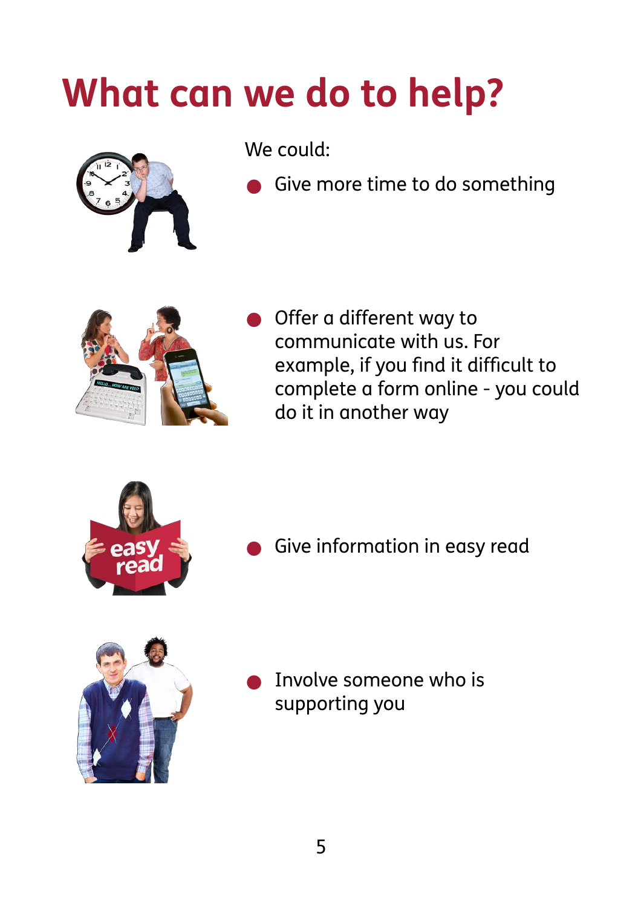# What can we do to help?

We could:

- Give more time to do something
- Offer a different way to communicate with us. For example, if you find it difficult to complete a form online - you could do it in another way
- Give information in easy read
- Involve someone who is supporting you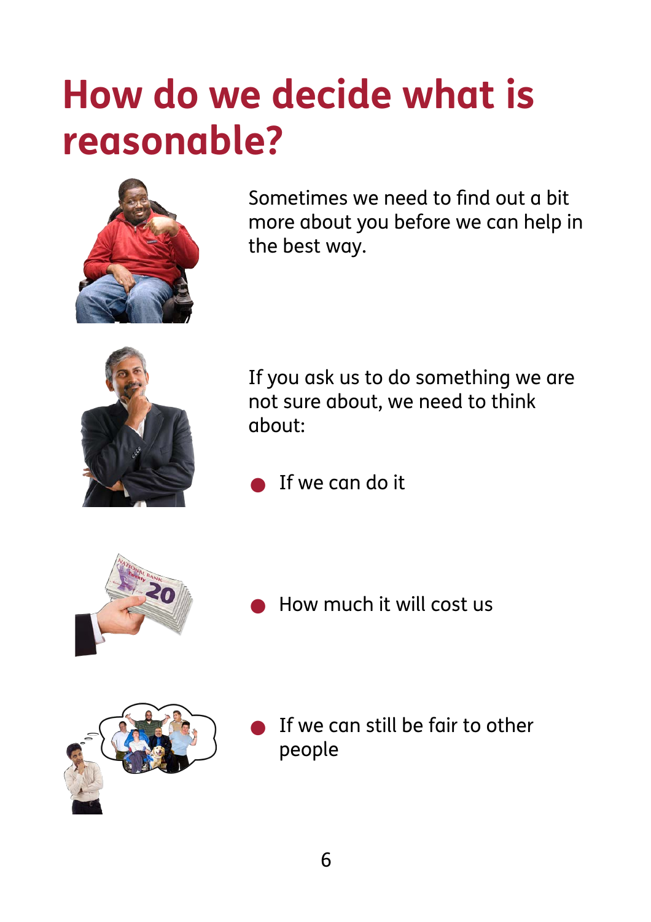# How do we decide what is reasonable?

Sometimes we need to find out a bit more about you before we can help in the best way.

If you ask us to do something we are not sure about, we need to think about:

- If we can do it
- How much it will cost us
- If we can still be fair to other people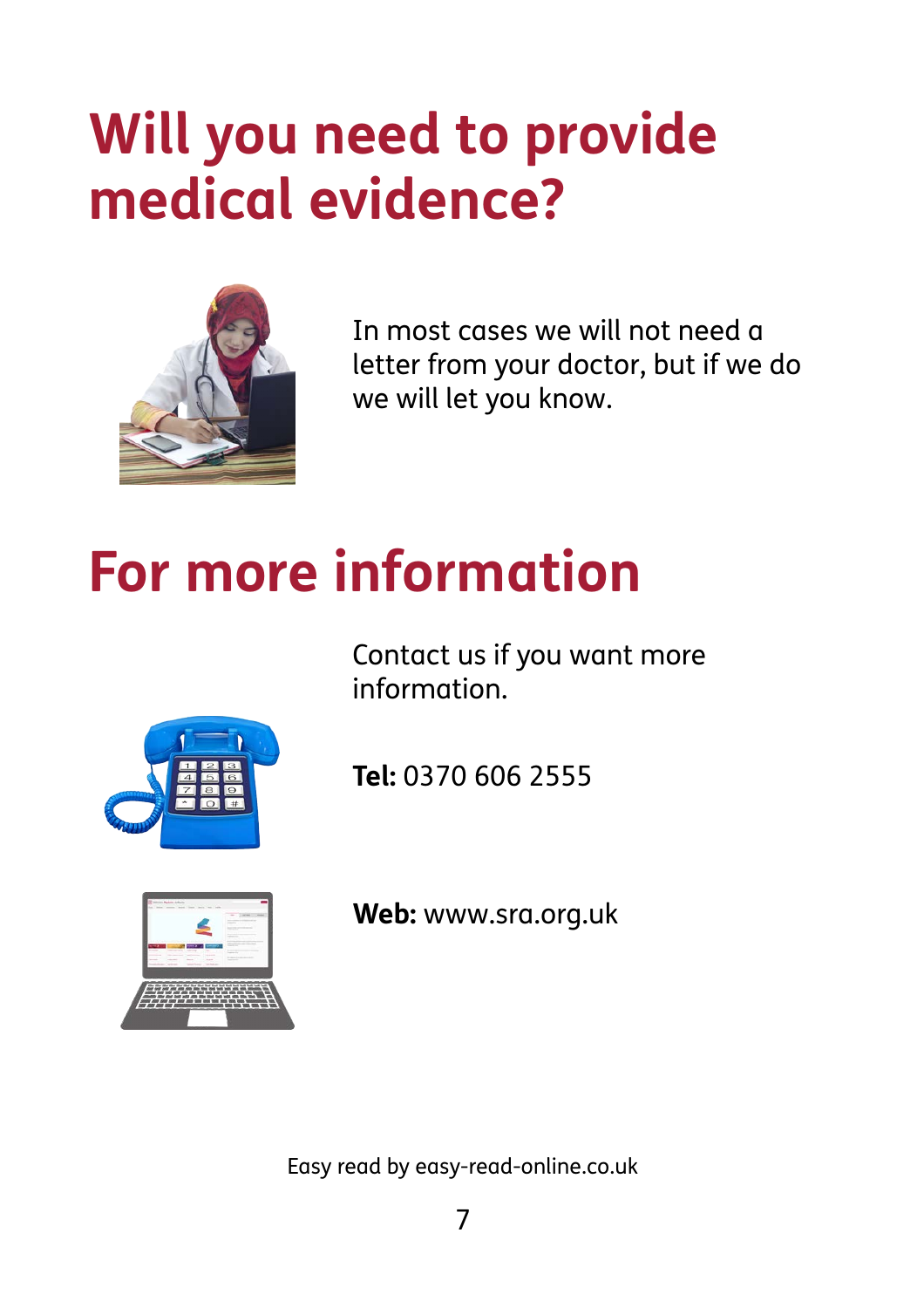# Will you need to provide medical evidence?

In most cases we will not need a letter from your doctor, but if we do we will let you know.

# For more information

Contact us if you want more information.

**Tel:** 0370 606 2555

**Web:** www.sra.org.uk

Easy read by easy-read-online.co.uk